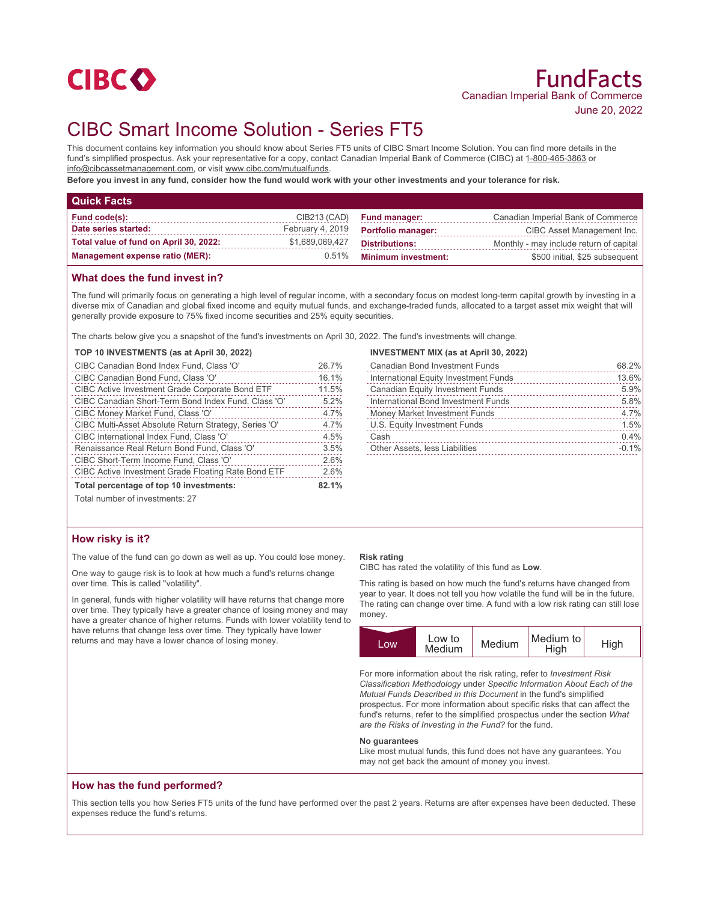CIBC

# FundFacts

Canadian Imperial Bank of Commerce

June 20, 2022

# CIBC Smart Income Solution - Series FT5

This document contains key information you should know about Series FT5 units of CIBC Smart Income Solution. You can find more details in the fund's simplified prospectus. Ask your representative for a copy, contact Canadian Imperial Bank of Commerce (CIBC) at 1-800-465-3863 or info@cibcassetmanagement.com, or visit www.cibc.com/mutualfunds.

**Before you invest in any fund, consider how the fund would work with your other investments and your tolerance for risk.**

## Quick Facts

| | | | |
|---|---|---|---|
| **Fund code(s):** | CIB213 (CAD) | **Fund manager:** | Canadian Imperial Bank of Commerce |
| **Date series started:** | February 4, 2019 | **Portfolio manager:** | CIBC Asset Management Inc. |
| **Total value of fund on April 30, 2022:** | $1,689,069,427 | **Distributions:** | Monthly - may include return of capital |
| **Management expense ratio (MER):** | 0.51% | **Minimum investment:** | $500 initial, $25 subsequent |

## What does the fund invest in?

The fund will primarily focus on generating a high level of regular income, with a secondary focus on modest long-term capital growth by investing in a diverse mix of Canadian and global fixed income and equity mutual funds, and exchange-traded funds, allocated to a target asset mix weight that will generally provide exposure to 75% fixed income securities and 25% equity securities.

The charts below give you a snapshot of the fund's investments on April 30, 2022. The fund's investments will change.

**TOP 10 INVESTMENTS (as at April 30, 2022)**

| | |
|---|---|
| CIBC Canadian Bond Index Fund, Class 'O' | 26.7% |
| CIBC Canadian Bond Fund, Class 'O' | 16.1% |
| CIBC Active Investment Grade Corporate Bond ETF | 11.5% |
| CIBC Canadian Short-Term Bond Index Fund, Class 'O' | 5.2% |
| CIBC Money Market Fund, Class 'O' | 4.7% |
| CIBC Multi-Asset Absolute Return Strategy, Series 'O' | 4.7% |
| CIBC International Index Fund, Class 'O' | 4.5% |
| Renaissance Real Return Bond Fund, Class 'O' | 3.5% |
| CIBC Short-Term Income Fund, Class 'O' | 2.6% |
| CIBC Active Investment Grade Floating Rate Bond ETF | 2.6% |
| **Total percentage of top 10 investments:** | **82.1%** |

Total number of investments: 27

**INVESTMENT MIX (as at April 30, 2022)**

| | |
|---|---|
| Canadian Bond Investment Funds | 68.2% |
| International Equity Investment Funds | 13.6% |
| Canadian Equity Investment Funds | 5.9% |
| International Bond Investment Funds | 5.8% |
| Money Market Investment Funds | 4.7% |
| U.S. Equity Investment Funds | 1.5% |
| Cash | 0.4% |
| Other Assets, less Liabilities | -0.1% |

## How risky is it?

The value of the fund can go down as well as up. You could lose money.

One way to gauge risk is to look at how much a fund's returns change over time. This is called "volatility".

In general, funds with higher volatility will have returns that change more over time. They typically have a greater chance of losing money and may have a greater chance of higher returns. Funds with lower volatility tend to have returns that change less over time. They typically have lower returns and may have a lower chance of losing money.

**Risk rating**

CIBC has rated the volatility of this fund as **Low**.

This rating is based on how much the fund's returns have changed from year to year. It does not tell you how volatile the fund will be in the future. The rating can change over time. A fund with a low risk rating can still lose money.

| **Low** | Low to Medium | Medium | Medium to High | High |
|---|---|---|---|---|

For more information about the risk rating, refer to *Investment Risk Classification Methodology* under *Specific Information About Each of the Mutual Funds Described in this Document* in the fund's simplified prospectus. For more information about specific risks that can affect the fund's returns, refer to the simplified prospectus under the section *What are the Risks of Investing in the Fund?* for the fund.

**No guarantees**

Like most mutual funds, this fund does not have any guarantees. You may not get back the amount of money you invest.

## How has the fund performed?

This section tells you how Series FT5 units of the fund have performed over the past 2 years. Returns are after expenses have been deducted. These expenses reduce the fund's returns.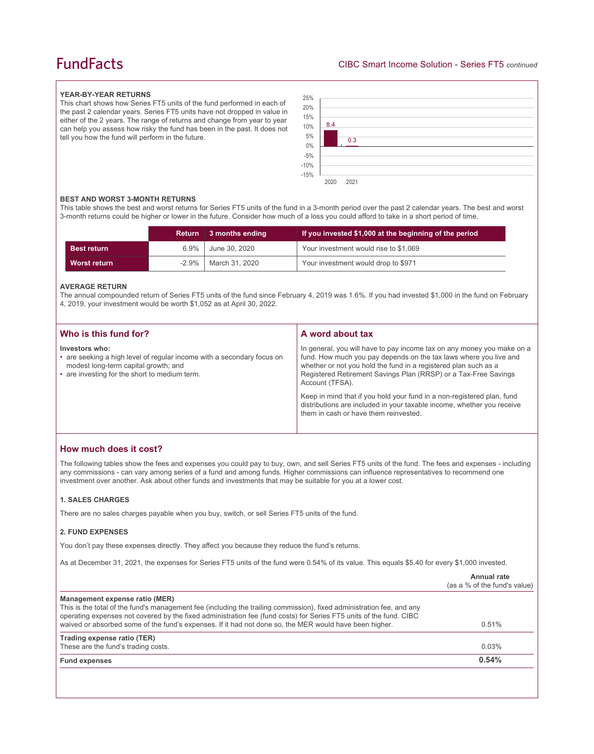### YEAR-BY-YEAR RETURNS

This chart shows how Series FT5 units of the fund performed in each of the past 2 calendar years. Series FT5 units have not dropped in value in either of the 2 years. The range of returns and change from year to year can help you assess how risky the fund has been in the past. It does not tell you how the fund will perform in the future.

| Year | Return (%) |
|---|---|
| 2020 | 8.4 |
| 2021 | 0.3 |

### BEST AND WORST 3-MONTH RETURNS

This table shows the best and worst returns for Series FT5 units of the fund in a 3-month period over the past 2 calendar years. The best and worst 3-month returns could be higher or lower in the future. Consider how much of a loss you could afford to take in a short period of time.

| | Return | 3 months ending | If you invested $1,000 at the beginning of the period |
|---|---|---|---|
| **Best return** | 6.9% | June 30, 2020 | Your investment would rise to $1,069 |
| **Worst return** | -2.9% | March 31, 2020 | Your investment would drop to $971 |

### AVERAGE RETURN

The annual compounded return of Series FT5 units of the fund since February 4, 2019 was 1.6%. If you had invested $1,000 in the fund on February 4, 2019, your investment would be worth $1,052 as at April 30, 2022.

## Who is this fund for?

**Investors who:**

- are seeking a high level of regular income with a secondary focus on modest long-term capital growth; and
- are investing for the short to medium term.

## A word about tax

In general, you will have to pay income tax on any money you make on a fund. How much you pay depends on the tax laws where you live and whether or not you hold the fund in a registered plan such as a Registered Retirement Savings Plan (RRSP) or a Tax-Free Savings Account (TFSA).

Keep in mind that if you hold your fund in a non-registered plan, fund distributions are included in your taxable income, whether you receive them in cash or have them reinvested.

## How much does it cost?

The following tables show the fees and expenses you could pay to buy, own, and sell Series FT5 units of the fund. The fees and expenses - including any commissions - can vary among series of a fund and among funds. Higher commissions can influence representatives to recommend one investment over another. Ask about other funds and investments that may be suitable for you at a lower cost.

### 1. SALES CHARGES

There are no sales charges payable when you buy, switch, or sell Series FT5 units of the fund.

### 2. FUND EXPENSES

You don't pay these expenses directly. They affect you because they reduce the fund's returns.

As at December 31, 2021, the expenses for Series FT5 units of the fund were 0.54% of its value. This equals $5.40 for every $1,000 invested.

| | Annual rate (as a % of the fund's value) |
|---|---|
| **Management expense ratio (MER)** This is the total of the fund's management fee (including the trailing commission), fixed administration fee, and any operating expenses not covered by the fixed administration fee (fund costs) for Series FT5 units of the fund. CIBC waived or absorbed some of the fund's expenses. If it had not done so, the MER would have been higher. | 0.51% |
| **Trading expense ratio (TER)** These are the fund's trading costs. | 0.03% |
| **Fund expenses** | **0.54%** |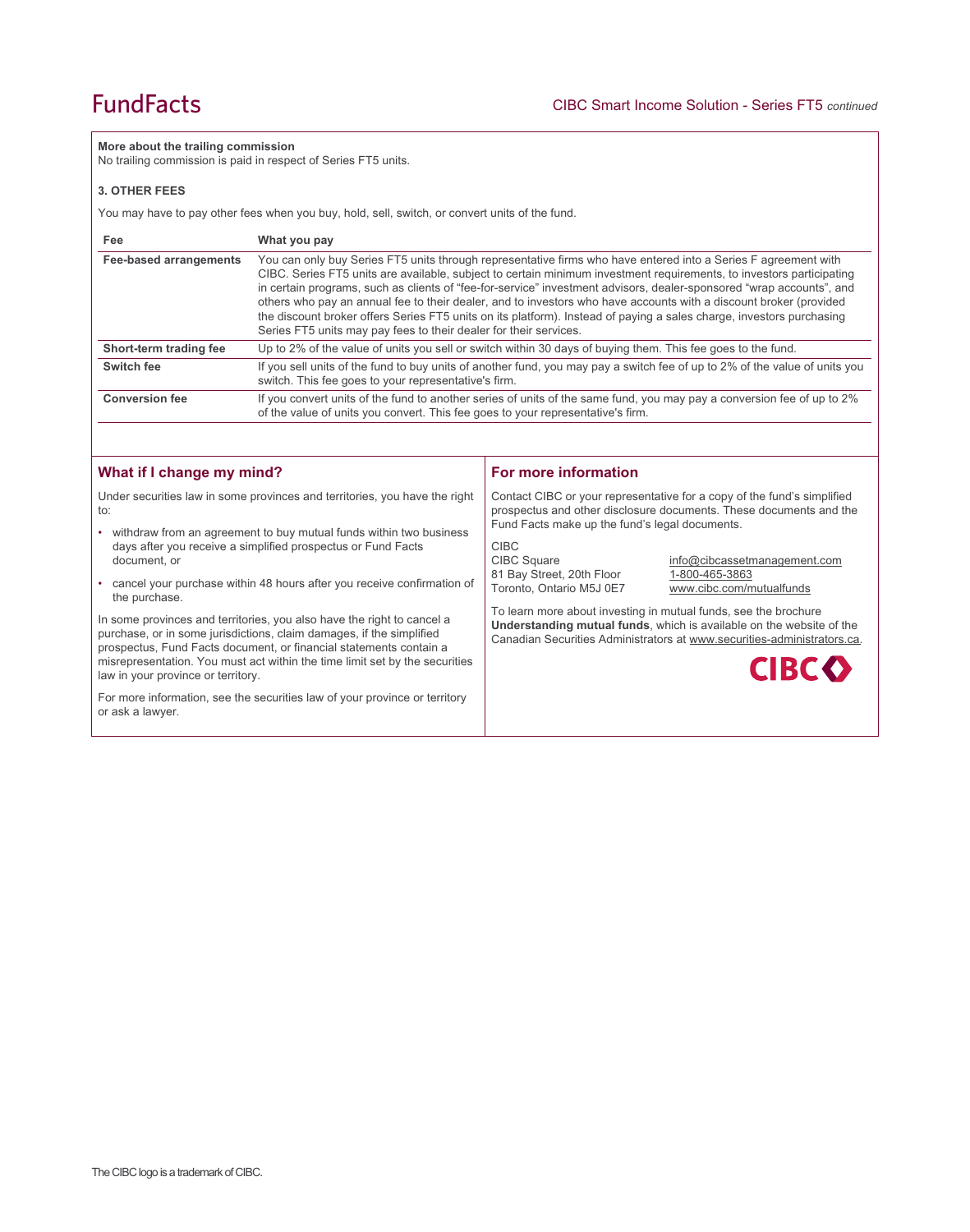**More about the trailing commission**

No trailing commission is paid in respect of Series FT5 units.

**3. OTHER FEES**

You may have to pay other fees when you buy, hold, sell, switch, or convert units of the fund.

| Fee | What you pay |
| --- | --- |
| **Fee-based arrangements** | You can only buy Series FT5 units through representative firms who have entered into a Series F agreement with CIBC. Series FT5 units are available, subject to certain minimum investment requirements, to investors participating in certain programs, such as clients of "fee-for-service" investment advisors, dealer-sponsored "wrap accounts", and others who pay an annual fee to their dealer, and to investors who have accounts with a discount broker (provided the discount broker offers Series FT5 units on its platform). Instead of paying a sales charge, investors purchasing Series FT5 units may pay fees to their dealer for their services. |
| **Short-term trading fee** | Up to 2% of the value of units you sell or switch within 30 days of buying them. This fee goes to the fund. |
| **Switch fee** | If you sell units of the fund to buy units of another fund, you may pay a switch fee of up to 2% of the value of units you switch. This fee goes to your representative's firm. |
| **Conversion fee** | If you convert units of the fund to another series of units of the same fund, you may pay a conversion fee of up to 2% of the value of units you convert. This fee goes to your representative's firm. |

## What if I change my mind?

Under securities law in some provinces and territories, you have the right to:

- withdraw from an agreement to buy mutual funds within two business days after you receive a simplified prospectus or Fund Facts document, or
- cancel your purchase within 48 hours after you receive confirmation of the purchase.

In some provinces and territories, you also have the right to cancel a purchase, or in some jurisdictions, claim damages, if the simplified prospectus, Fund Facts document, or financial statements contain a misrepresentation. You must act within the time limit set by the securities law in your province or territory.

For more information, see the securities law of your province or territory or ask a lawyer.

## For more information

Contact CIBC or your representative for a copy of the fund's simplified prospectus and other disclosure documents. These documents and the Fund Facts make up the fund's legal documents.

CIBC
CIBC Square
81 Bay Street, 20th Floor
Toronto, Ontario M5J 0E7

info@cibcassetmanagement.com
1-800-465-3863
www.cibc.com/mutualfunds

To learn more about investing in mutual funds, see the brochure **Understanding mutual funds**, which is available on the website of the Canadian Securities Administrators at www.securities-administrators.ca.

The CIBC logo is a trademark of CIBC.